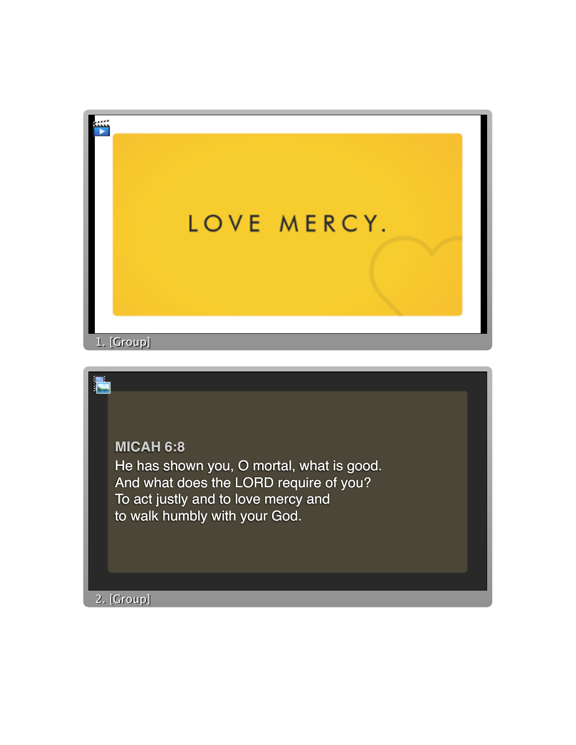LOVE MERCY.

1. [Group]

MICAH 6:8
He has shown you, O mortal, what is good.
And what does the LORD require of you?
To act justly and to love mercy and
to walk humbly with your God.

2. [Group]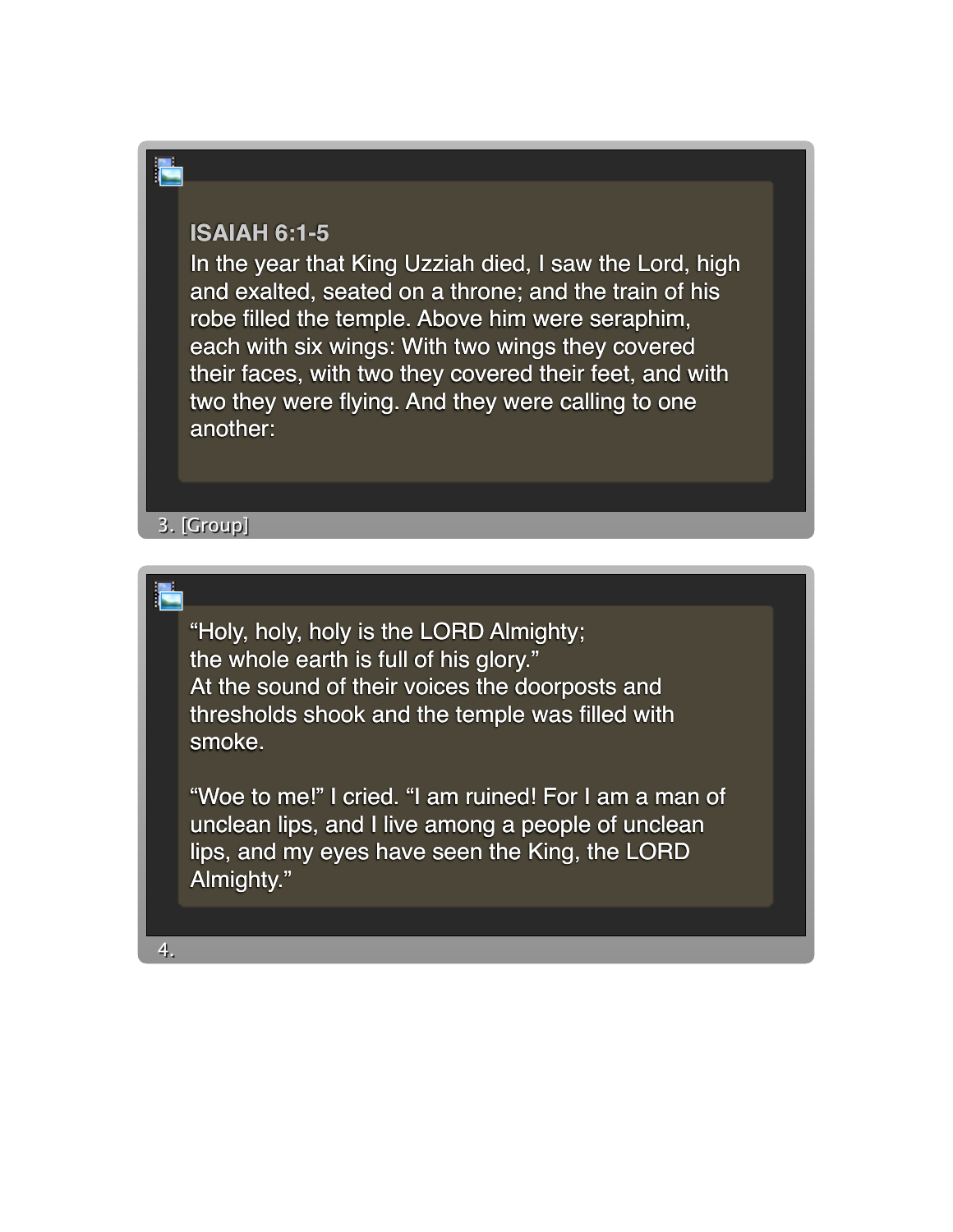**ISAIAH 6:1-5**

In the year that King Uzziah died, I saw the Lord, high and exalted, seated on a throne; and the train of his robe filled the temple. Above him were seraphim, each with six wings: With two wings they covered their faces, with two they covered their feet, and with two they were flying. And they were calling to one another:

3. [Group]

"Holy, holy, holy is the LORD Almighty;
the whole earth is full of his glory."
At the sound of their voices the doorposts and thresholds shook and the temple was filled with smoke.

"Woe to me!" I cried. "I am ruined! For I am a man of unclean lips, and I live among a people of unclean lips, and my eyes have seen the King, the LORD Almighty."

4.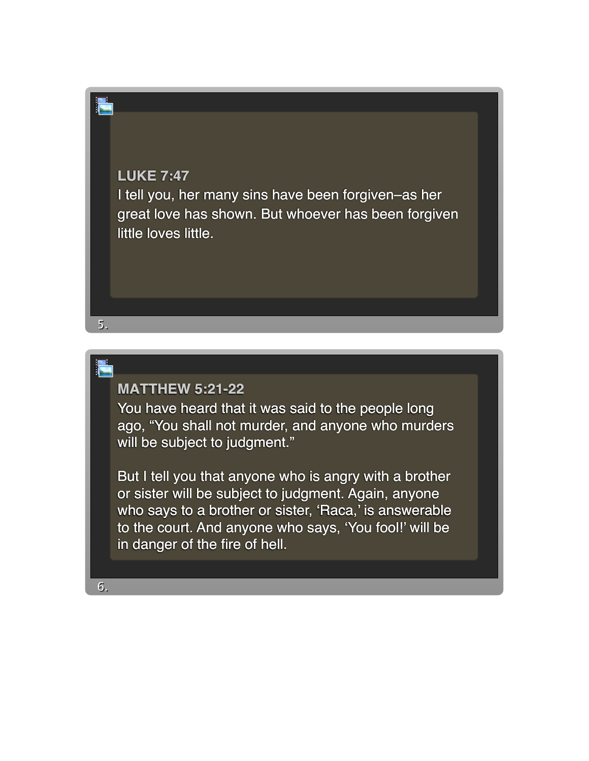**LUKE 7:47**
I tell you, her many sins have been forgiven–as her great love has shown. But whoever has been forgiven little loves little.

5.

**MATTHEW 5:21-22**
You have heard that it was said to the people long ago, “You shall not murder, and anyone who murders will be subject to judgment.”

But I tell you that anyone who is angry with a brother or sister will be subject to judgment. Again, anyone who says to a brother or sister, ‘Raca,’ is answerable to the court. And anyone who says, ‘You fool!’ will be in danger of the fire of hell.

6.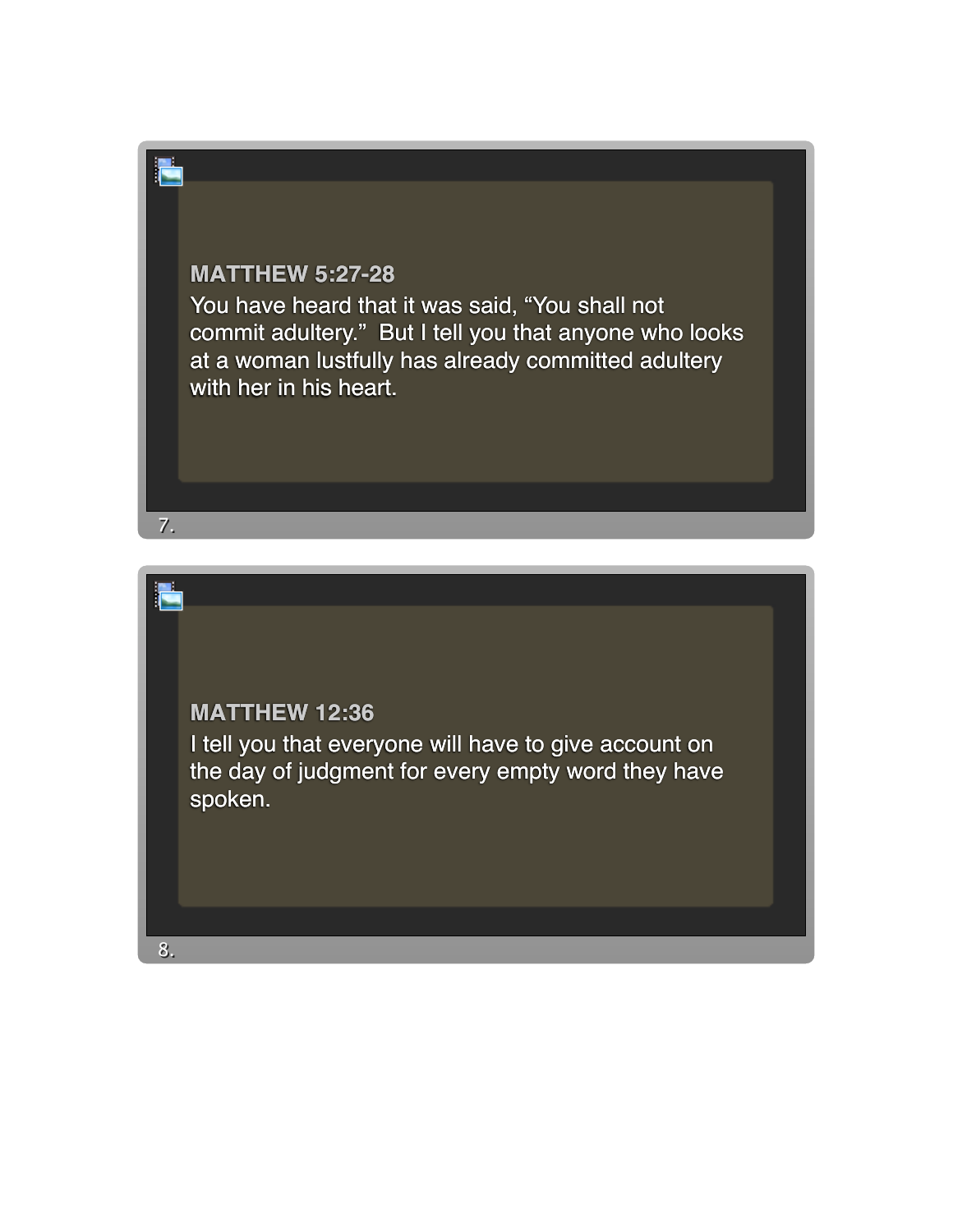**MATTHEW 5:27-28**

You have heard that it was said, “You shall not commit adultery.” But I tell you that anyone who looks at a woman lustfully has already committed adultery with her in his heart.

7.

**MATTHEW 12:36**

I tell you that everyone will have to give account on the day of judgment for every empty word they have spoken.

8.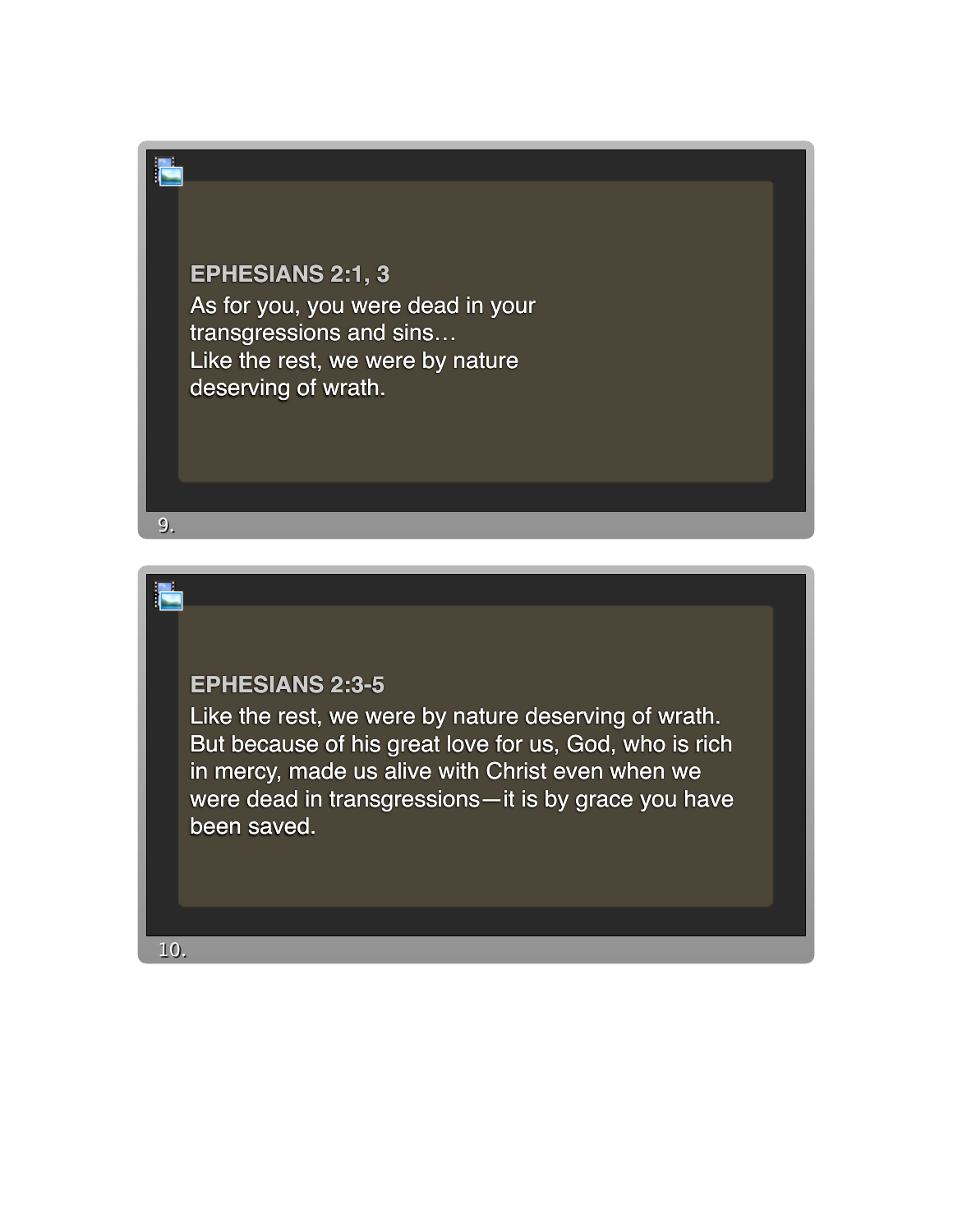**EPHESIANS 2:1, 3**

As for you, you were dead in your transgressions and sins…
Like the rest, we were by nature deserving of wrath.

9.

**EPHESIANS 2:3-5**

Like the rest, we were by nature deserving of wrath. But because of his great love for us, God, who is rich in mercy, made us alive with Christ even when we were dead in transgressions—it is by grace you have been saved.

10.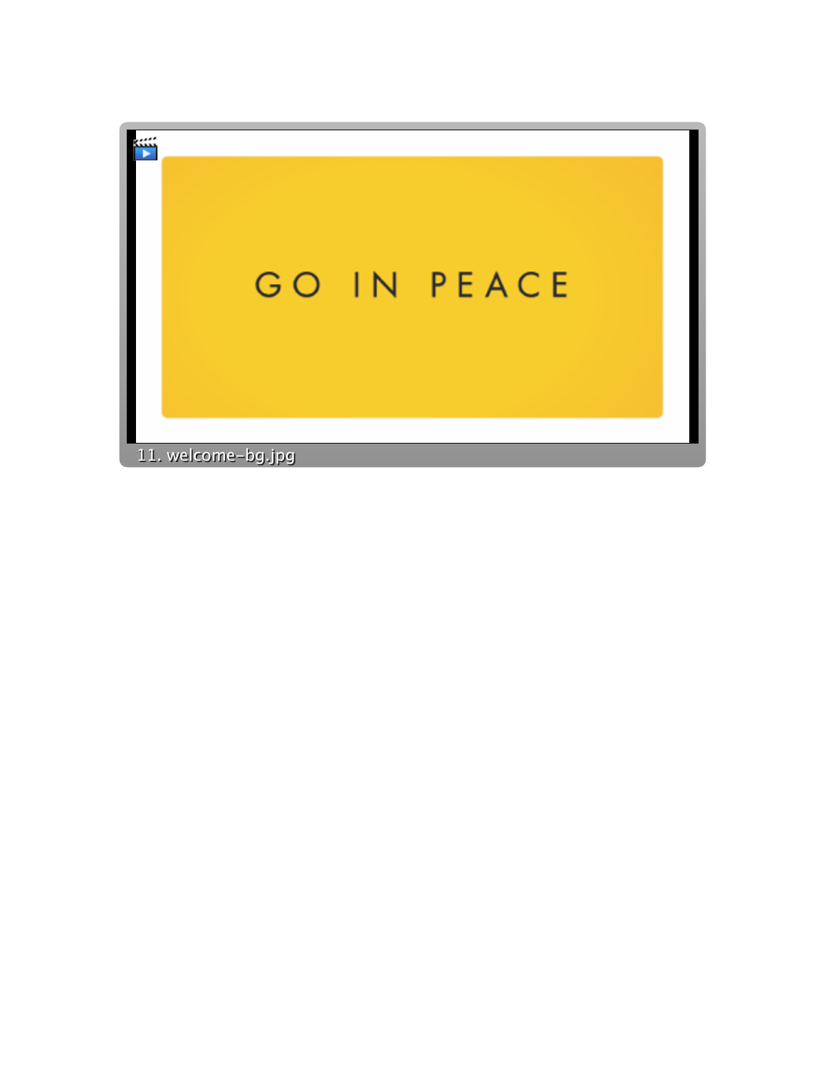GO IN PEACE

11. welcome-bg.jpg